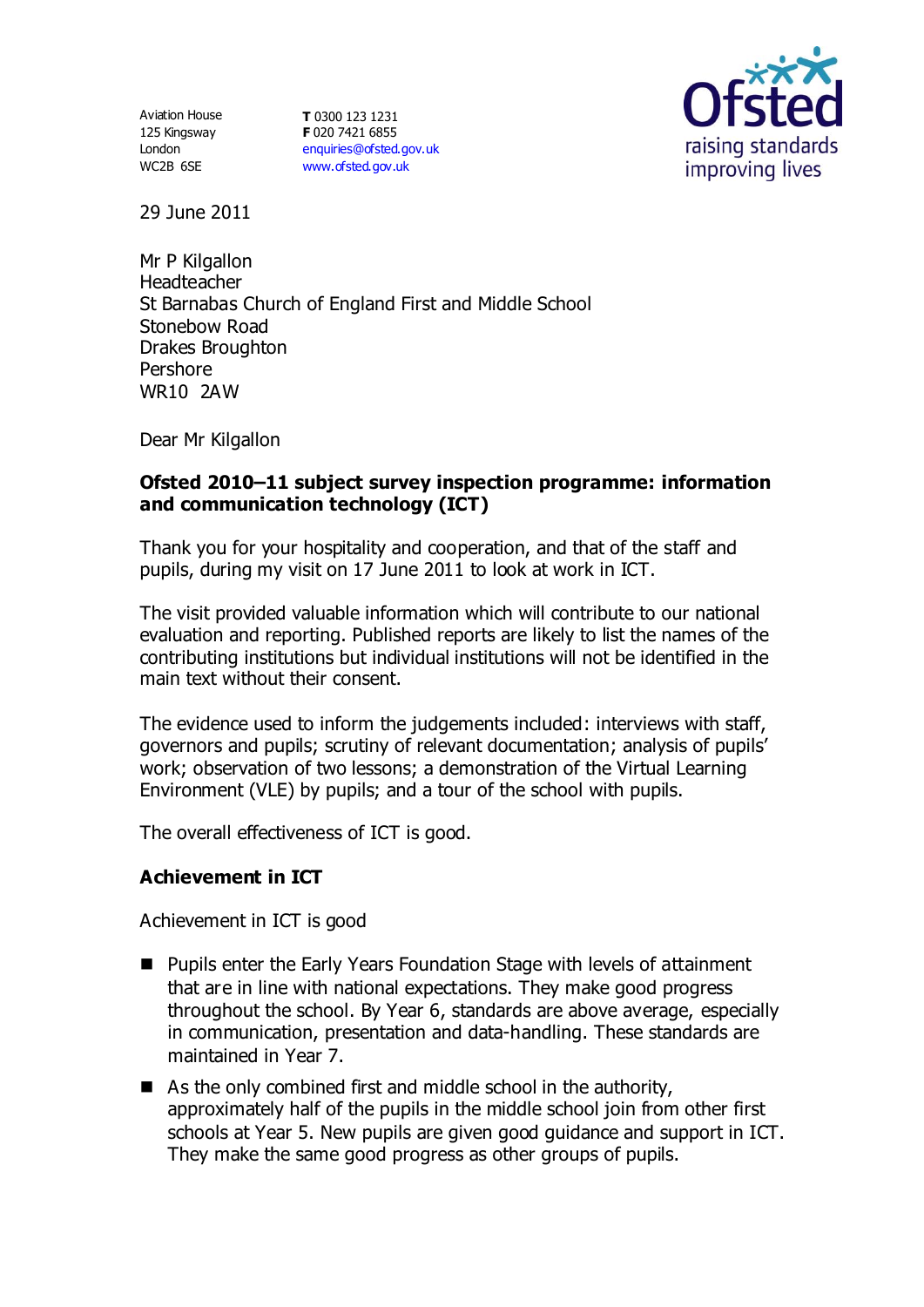Aviation House
125 Kingsway
London
WC2B 6SE

**T** 0300 123 1231
**F** 020 7421 6855
enquiries@ofsted.gov.uk
www.ofsted.gov.uk

29 June 2011

Mr P Kilgallon
Headteacher
St Barnabas Church of England First and Middle School
Stonebow Road
Drakes Broughton
Pershore
WR10 2AW

Dear Mr Kilgallon

**Ofsted 2010–11 subject survey inspection programme: information and communication technology (ICT)**

Thank you for your hospitality and cooperation, and that of the staff and pupils, during my visit on 17 June 2011 to look at work in ICT.

The visit provided valuable information which will contribute to our national evaluation and reporting. Published reports are likely to list the names of the contributing institutions but individual institutions will not be identified in the main text without their consent.

The evidence used to inform the judgements included: interviews with staff, governors and pupils; scrutiny of relevant documentation; analysis of pupils' work; observation of two lessons; a demonstration of the Virtual Learning Environment (VLE) by pupils; and a tour of the school with pupils.

The overall effectiveness of ICT is good.

## Achievement in ICT

Achievement in ICT is good

- Pupils enter the Early Years Foundation Stage with levels of attainment that are in line with national expectations. They make good progress throughout the school. By Year 6, standards are above average, especially in communication, presentation and data-handling. These standards are maintained in Year 7.
- As the only combined first and middle school in the authority, approximately half of the pupils in the middle school join from other first schools at Year 5. New pupils are given good guidance and support in ICT. They make the same good progress as other groups of pupils.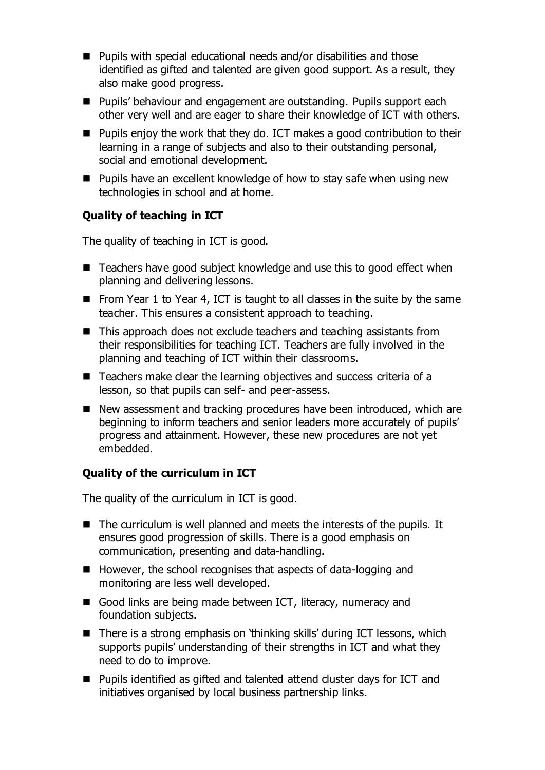- Pupils with special educational needs and/or disabilities and those identified as gifted and talented are given good support. As a result, they also make good progress.
- Pupils' behaviour and engagement are outstanding. Pupils support each other very well and are eager to share their knowledge of ICT with others.
- Pupils enjoy the work that they do. ICT makes a good contribution to their learning in a range of subjects and also to their outstanding personal, social and emotional development.
- Pupils have an excellent knowledge of how to stay safe when using new technologies in school and at home.

**Quality of teaching in ICT**

The quality of teaching in ICT is good.

- Teachers have good subject knowledge and use this to good effect when planning and delivering lessons.
- From Year 1 to Year 4, ICT is taught to all classes in the suite by the same teacher. This ensures a consistent approach to teaching.
- This approach does not exclude teachers and teaching assistants from their responsibilities for teaching ICT. Teachers are fully involved in the planning and teaching of ICT within their classrooms.
- Teachers make clear the learning objectives and success criteria of a lesson, so that pupils can self- and peer-assess.
- New assessment and tracking procedures have been introduced, which are beginning to inform teachers and senior leaders more accurately of pupils' progress and attainment. However, these new procedures are not yet embedded.

**Quality of the curriculum in ICT**

The quality of the curriculum in ICT is good.

- The curriculum is well planned and meets the interests of the pupils. It ensures good progression of skills. There is a good emphasis on communication, presenting and data-handling.
- However, the school recognises that aspects of data-logging and monitoring are less well developed.
- Good links are being made between ICT, literacy, numeracy and foundation subjects.
- There is a strong emphasis on 'thinking skills' during ICT lessons, which supports pupils' understanding of their strengths in ICT and what they need to do to improve.
- Pupils identified as gifted and talented attend cluster days for ICT and initiatives organised by local business partnership links.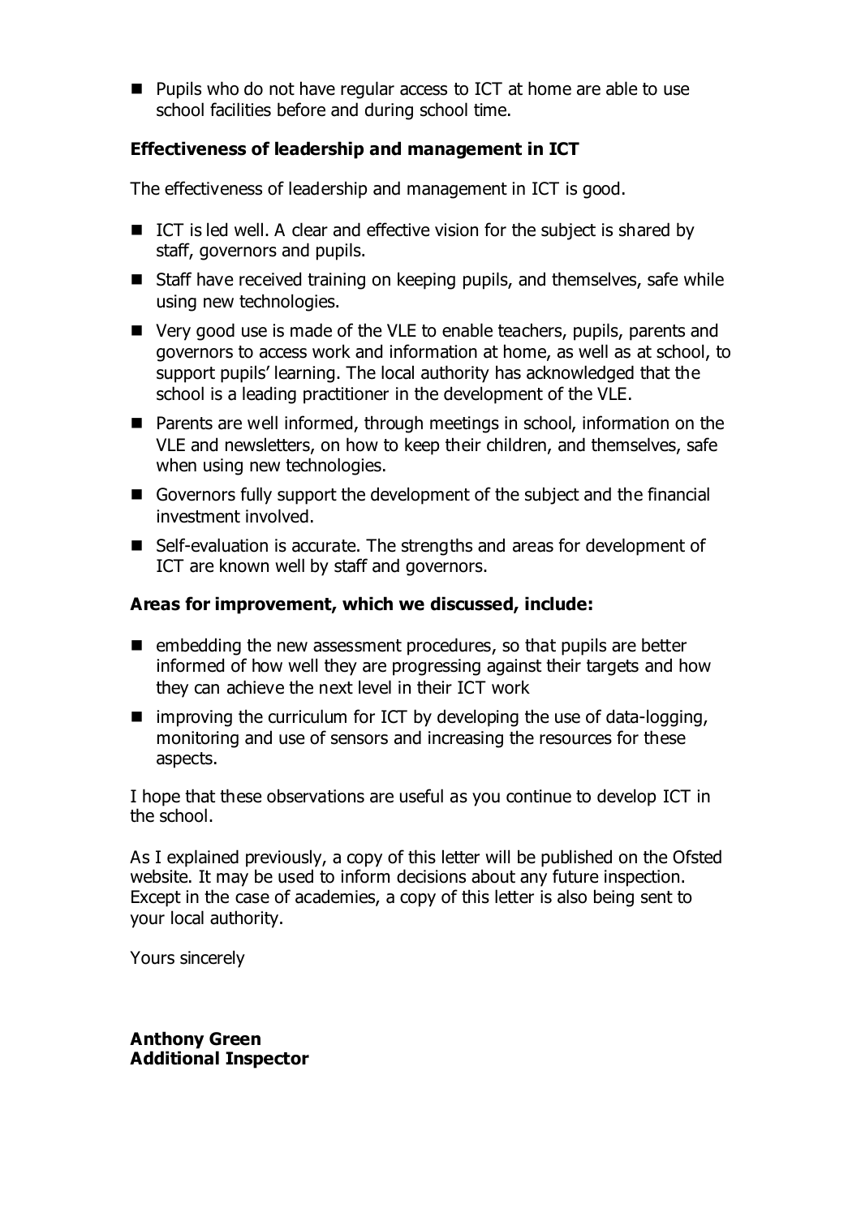- Pupils who do not have regular access to ICT at home are able to use school facilities before and during school time.

**Effectiveness of leadership and management in ICT**

The effectiveness of leadership and management in ICT is good.

- ICT is led well. A clear and effective vision for the subject is shared by staff, governors and pupils.
- Staff have received training on keeping pupils, and themselves, safe while using new technologies.
- Very good use is made of the VLE to enable teachers, pupils, parents and governors to access work and information at home, as well as at school, to support pupils' learning. The local authority has acknowledged that the school is a leading practitioner in the development of the VLE.
- Parents are well informed, through meetings in school, information on the VLE and newsletters, on how to keep their children, and themselves, safe when using new technologies.
- Governors fully support the development of the subject and the financial investment involved.
- Self-evaluation is accurate. The strengths and areas for development of ICT are known well by staff and governors.

**Areas for improvement, which we discussed, include:**

- embedding the new assessment procedures, so that pupils are better informed of how well they are progressing against their targets and how they can achieve the next level in their ICT work
- improving the curriculum for ICT by developing the use of data-logging, monitoring and use of sensors and increasing the resources for these aspects.

I hope that these observations are useful as you continue to develop ICT in the school.

As I explained previously, a copy of this letter will be published on the Ofsted website. It may be used to inform decisions about any future inspection. Except in the case of academies, a copy of this letter is also being sent to your local authority.

Yours sincerely

**Anthony Green**
**Additional Inspector**